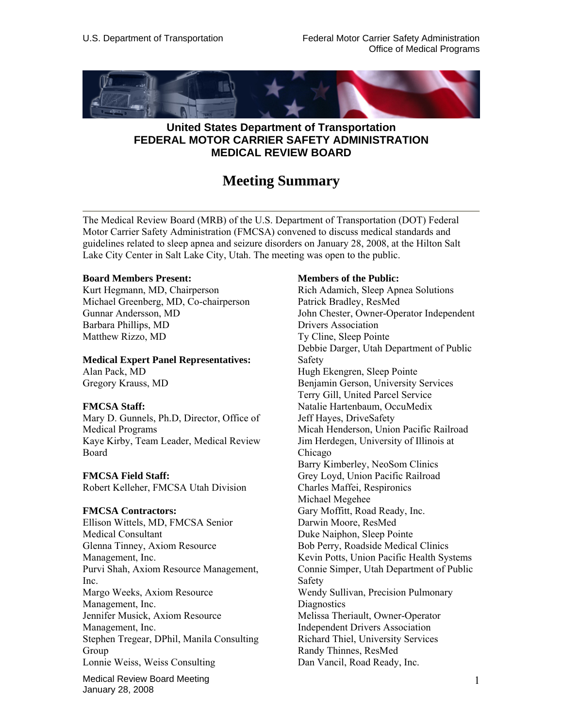# United States Department of Transportation
# FEDERAL MOTOR CARRIER SAFETY ADMINISTRATION
# MEDICAL REVIEW BOARD

## Meeting Summary

The Medical Review Board (MRB) of the U.S. Department of Transportation (DOT) Federal Motor Carrier Safety Administration (FMCSA) convened to discuss medical standards and guidelines related to sleep apnea and seizure disorders on January 28, 2008, at the Hilton Salt Lake City Center in Salt Lake City, Utah. The meeting was open to the public.

**Board Members Present:**
Kurt Hegmann, MD, Chairperson
Michael Greenberg, MD, Co-chairperson
Gunnar Andersson, MD
Barbara Phillips, MD
Matthew Rizzo, MD

**Medical Expert Panel Representatives:**
Alan Pack, MD
Gregory Krauss, MD

**FMCSA Staff:**
Mary D. Gunnels, Ph.D, Director, Office of Medical Programs
Kaye Kirby, Team Leader, Medical Review Board

**FMCSA Field Staff:**
Robert Kelleher, FMCSA Utah Division

**FMCSA Contractors:**
Ellison Wittels, MD, FMCSA Senior Medical Consultant
Glenna Tinney, Axiom Resource Management, Inc.
Purvi Shah, Axiom Resource Management, Inc.
Margo Weeks, Axiom Resource Management, Inc.
Jennifer Musick, Axiom Resource Management, Inc.
Stephen Tregear, DPhil, Manila Consulting Group
Lonnie Weiss, Weiss Consulting

**Members of the Public:**
Rich Adamich, Sleep Apnea Solutions
Patrick Bradley, ResMed
John Chester, Owner-Operator Independent Drivers Association
Ty Cline, Sleep Pointe
Debbie Darger, Utah Department of Public Safety
Hugh Ekengren, Sleep Pointe
Benjamin Gerson, University Services
Terry Gill, United Parcel Service
Natalie Hartenbaum, OccuMedix
Jeff Hayes, DriveSafety
Micah Henderson, Union Pacific Railroad
Jim Herdegen, University of Illinois at Chicago
Barry Kimberley, NeoSom Clinics
Grey Loyd, Union Pacific Railroad
Charles Maffei, Respironics
Michael Megehee
Gary Moffitt, Road Ready, Inc.
Darwin Moore, ResMed
Duke Naiphon, Sleep Pointe
Bob Perry, Roadside Medical Clinics
Kevin Potts, Union Pacific Health Systems
Connie Simper, Utah Department of Public Safety
Wendy Sullivan, Precision Pulmonary Diagnostics
Melissa Theriault, Owner-Operator Independent Drivers Association
Richard Thiel, University Services
Randy Thinnes, ResMed
Dan Vancil, Road Ready, Inc.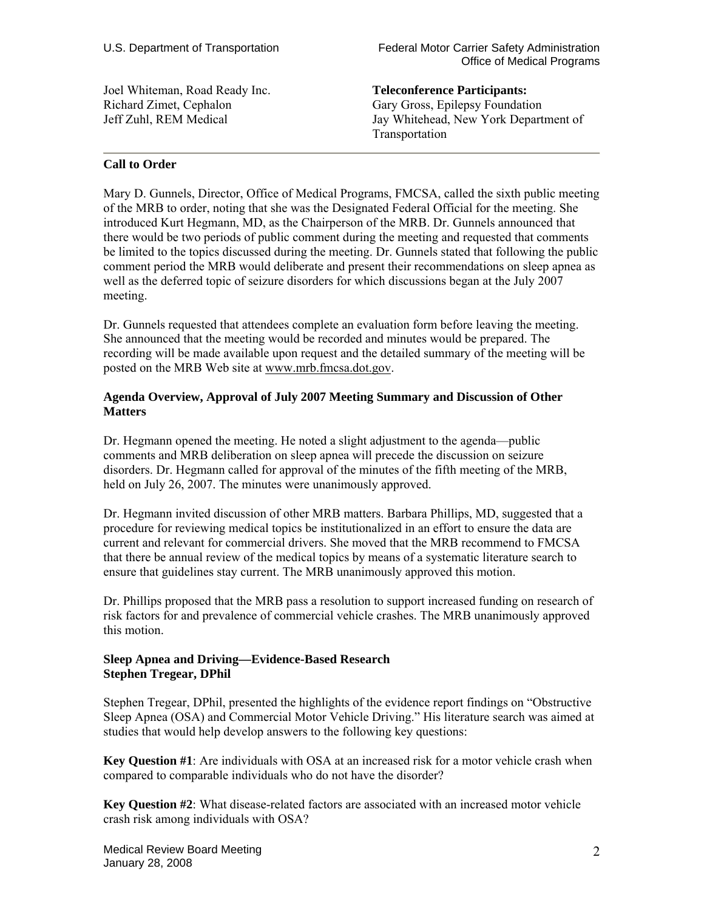Joel Whiteman, Road Ready Inc.
Richard Zimet, Cephalon
Jeff Zuhl, REM Medical

**Teleconference Participants:**
Gary Gross, Epilepsy Foundation
Jay Whitehead, New York Department of Transportation

---

**Call to Order**

Mary D. Gunnels, Director, Office of Medical Programs, FMCSA, called the sixth public meeting of the MRB to order, noting that she was the Designated Federal Official for the meeting. She introduced Kurt Hegmann, MD, as the Chairperson of the MRB. Dr. Gunnels announced that there would be two periods of public comment during the meeting and requested that comments be limited to the topics discussed during the meeting. Dr. Gunnels stated that following the public comment period the MRB would deliberate and present their recommendations on sleep apnea as well as the deferred topic of seizure disorders for which discussions began at the July 2007 meeting.

Dr. Gunnels requested that attendees complete an evaluation form before leaving the meeting. She announced that the meeting would be recorded and minutes would be prepared. The recording will be made available upon request and the detailed summary of the meeting will be posted on the MRB Web site at www.mrb.fmcsa.dot.gov.

**Agenda Overview, Approval of July 2007 Meeting Summary and Discussion of Other Matters**

Dr. Hegmann opened the meeting. He noted a slight adjustment to the agenda—public comments and MRB deliberation on sleep apnea will precede the discussion on seizure disorders. Dr. Hegmann called for approval of the minutes of the fifth meeting of the MRB, held on July 26, 2007. The minutes were unanimously approved.

Dr. Hegmann invited discussion of other MRB matters. Barbara Phillips, MD, suggested that a procedure for reviewing medical topics be institutionalized in an effort to ensure the data are current and relevant for commercial drivers. She moved that the MRB recommend to FMCSA that there be annual review of the medical topics by means of a systematic literature search to ensure that guidelines stay current. The MRB unanimously approved this motion.

Dr. Phillips proposed that the MRB pass a resolution to support increased funding on research of risk factors for and prevalence of commercial vehicle crashes. The MRB unanimously approved this motion.

**Sleep Apnea and Driving—Evidence-Based Research**
**Stephen Tregear, DPhil**

Stephen Tregear, DPhil, presented the highlights of the evidence report findings on "Obstructive Sleep Apnea (OSA) and Commercial Motor Vehicle Driving." His literature search was aimed at studies that would help develop answers to the following key questions:

**Key Question #1**: Are individuals with OSA at an increased risk for a motor vehicle crash when compared to comparable individuals who do not have the disorder?

**Key Question #2**: What disease-related factors are associated with an increased motor vehicle crash risk among individuals with OSA?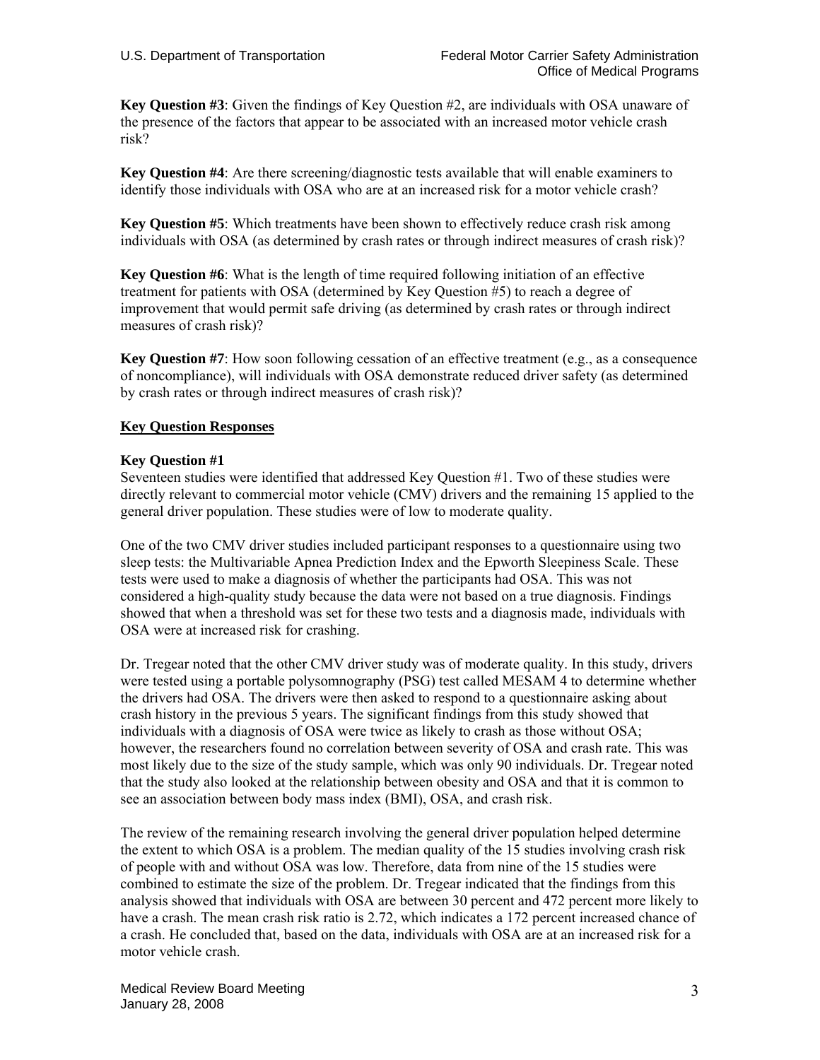**Key Question #3**: Given the findings of Key Question #2, are individuals with OSA unaware of the presence of the factors that appear to be associated with an increased motor vehicle crash risk?

**Key Question #4**: Are there screening/diagnostic tests available that will enable examiners to identify those individuals with OSA who are at an increased risk for a motor vehicle crash?

**Key Question #5**: Which treatments have been shown to effectively reduce crash risk among individuals with OSA (as determined by crash rates or through indirect measures of crash risk)?

**Key Question #6**: What is the length of time required following initiation of an effective treatment for patients with OSA (determined by Key Question #5) to reach a degree of improvement that would permit safe driving (as determined by crash rates or through indirect measures of crash risk)?

**Key Question #7**: How soon following cessation of an effective treatment (e.g., as a consequence of noncompliance), will individuals with OSA demonstrate reduced driver safety (as determined by crash rates or through indirect measures of crash risk)?

## Key Question Responses

### Key Question #1

Seventeen studies were identified that addressed Key Question #1. Two of these studies were directly relevant to commercial motor vehicle (CMV) drivers and the remaining 15 applied to the general driver population. These studies were of low to moderate quality.

One of the two CMV driver studies included participant responses to a questionnaire using two sleep tests: the Multivariable Apnea Prediction Index and the Epworth Sleepiness Scale. These tests were used to make a diagnosis of whether the participants had OSA. This was not considered a high-quality study because the data were not based on a true diagnosis. Findings showed that when a threshold was set for these two tests and a diagnosis made, individuals with OSA were at increased risk for crashing.

Dr. Tregear noted that the other CMV driver study was of moderate quality. In this study, drivers were tested using a portable polysomnography (PSG) test called MESAM 4 to determine whether the drivers had OSA. The drivers were then asked to respond to a questionnaire asking about crash history in the previous 5 years. The significant findings from this study showed that individuals with a diagnosis of OSA were twice as likely to crash as those without OSA; however, the researchers found no correlation between severity of OSA and crash rate. This was most likely due to the size of the study sample, which was only 90 individuals. Dr. Tregear noted that the study also looked at the relationship between obesity and OSA and that it is common to see an association between body mass index (BMI), OSA, and crash risk.

The review of the remaining research involving the general driver population helped determine the extent to which OSA is a problem. The median quality of the 15 studies involving crash risk of people with and without OSA was low. Therefore, data from nine of the 15 studies were combined to estimate the size of the problem. Dr. Tregear indicated that the findings from this analysis showed that individuals with OSA are between 30 percent and 472 percent more likely to have a crash. The mean crash risk ratio is 2.72, which indicates a 172 percent increased chance of a crash. He concluded that, based on the data, individuals with OSA are at an increased risk for a motor vehicle crash.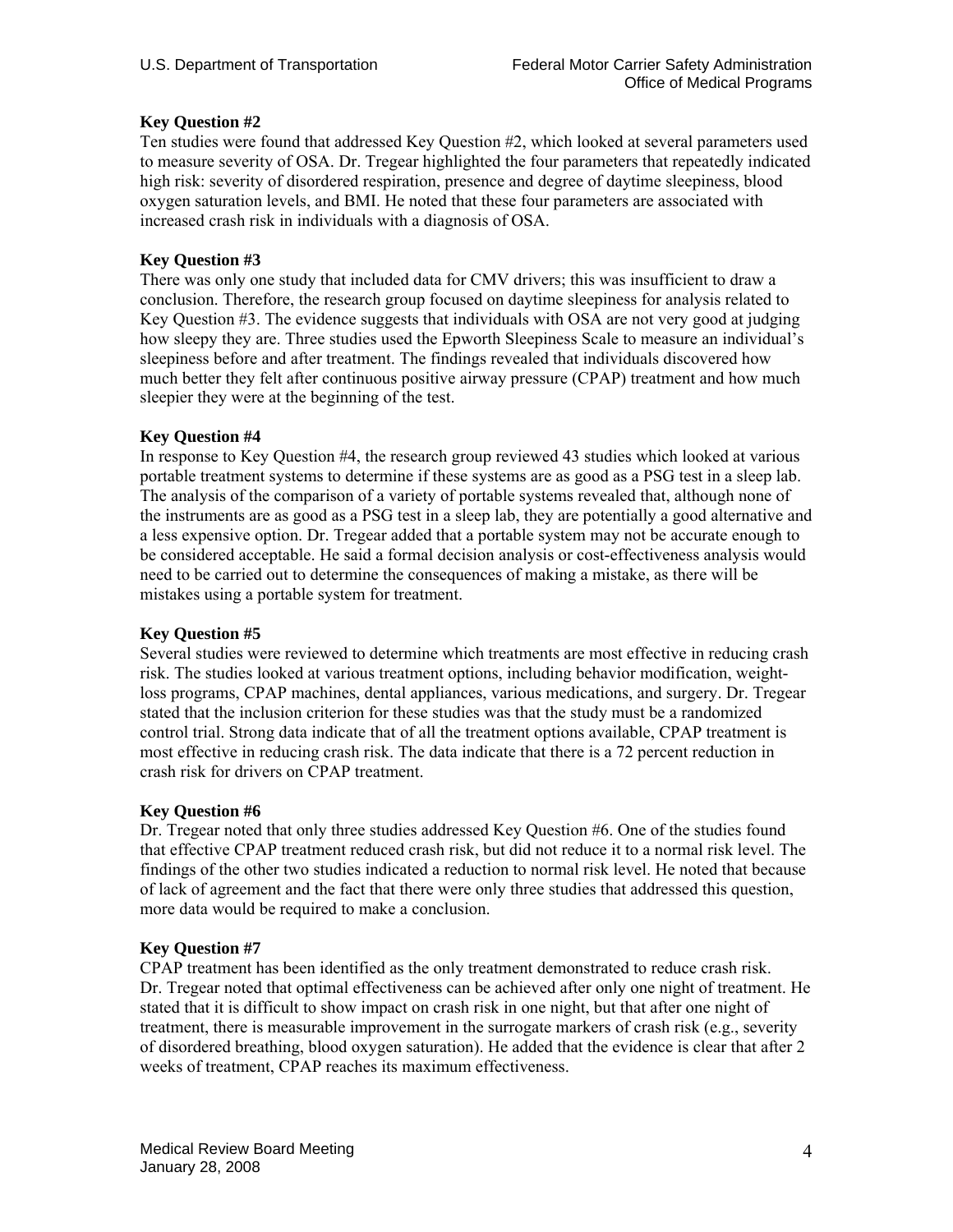### Key Question #2

Ten studies were found that addressed Key Question #2, which looked at several parameters used to measure severity of OSA. Dr. Tregear highlighted the four parameters that repeatedly indicated high risk: severity of disordered respiration, presence and degree of daytime sleepiness, blood oxygen saturation levels, and BMI. He noted that these four parameters are associated with increased crash risk in individuals with a diagnosis of OSA.

### Key Question #3

There was only one study that included data for CMV drivers; this was insufficient to draw a conclusion. Therefore, the research group focused on daytime sleepiness for analysis related to Key Question #3. The evidence suggests that individuals with OSA are not very good at judging how sleepy they are. Three studies used the Epworth Sleepiness Scale to measure an individual's sleepiness before and after treatment. The findings revealed that individuals discovered how much better they felt after continuous positive airway pressure (CPAP) treatment and how much sleepier they were at the beginning of the test.

### Key Question #4

In response to Key Question #4, the research group reviewed 43 studies which looked at various portable treatment systems to determine if these systems are as good as a PSG test in a sleep lab. The analysis of the comparison of a variety of portable systems revealed that, although none of the instruments are as good as a PSG test in a sleep lab, they are potentially a good alternative and a less expensive option. Dr. Tregear added that a portable system may not be accurate enough to be considered acceptable. He said a formal decision analysis or cost-effectiveness analysis would need to be carried out to determine the consequences of making a mistake, as there will be mistakes using a portable system for treatment.

### Key Question #5

Several studies were reviewed to determine which treatments are most effective in reducing crash risk. The studies looked at various treatment options, including behavior modification, weight-loss programs, CPAP machines, dental appliances, various medications, and surgery. Dr. Tregear stated that the inclusion criterion for these studies was that the study must be a randomized control trial. Strong data indicate that of all the treatment options available, CPAP treatment is most effective in reducing crash risk. The data indicate that there is a 72 percent reduction in crash risk for drivers on CPAP treatment.

### Key Question #6

Dr. Tregear noted that only three studies addressed Key Question #6. One of the studies found that effective CPAP treatment reduced crash risk, but did not reduce it to a normal risk level. The findings of the other two studies indicated a reduction to normal risk level. He noted that because of lack of agreement and the fact that there were only three studies that addressed this question, more data would be required to make a conclusion.

### Key Question #7

CPAP treatment has been identified as the only treatment demonstrated to reduce crash risk. Dr. Tregear noted that optimal effectiveness can be achieved after only one night of treatment. He stated that it is difficult to show impact on crash risk in one night, but that after one night of treatment, there is measurable improvement in the surrogate markers of crash risk (e.g., severity of disordered breathing, blood oxygen saturation). He added that the evidence is clear that after 2 weeks of treatment, CPAP reaches its maximum effectiveness.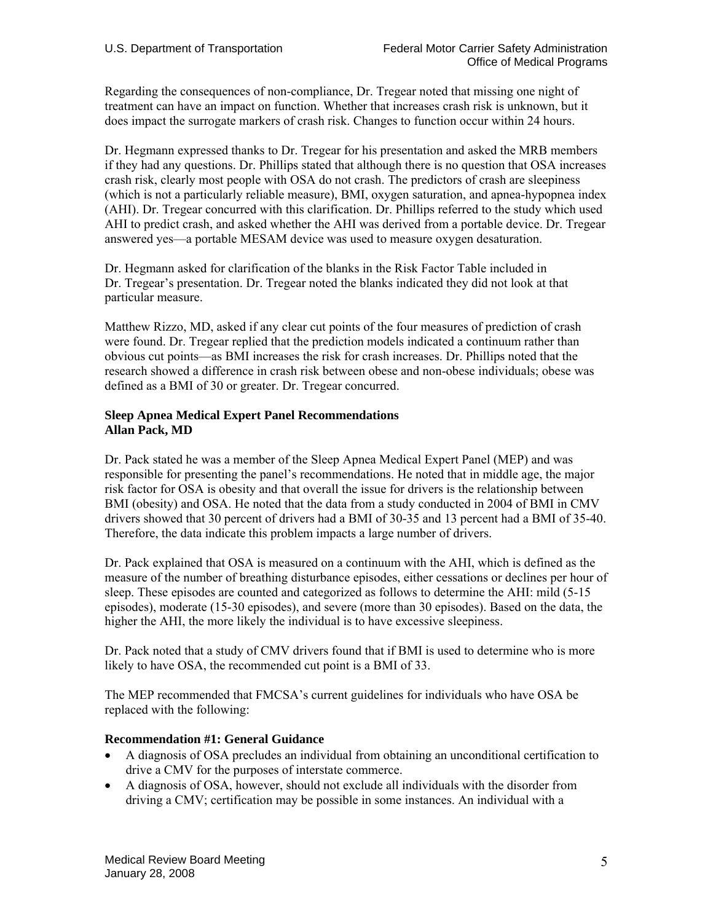Regarding the consequences of non-compliance, Dr. Tregear noted that missing one night of treatment can have an impact on function. Whether that increases crash risk is unknown, but it does impact the surrogate markers of crash risk. Changes to function occur within 24 hours.

Dr. Hegmann expressed thanks to Dr. Tregear for his presentation and asked the MRB members if they had any questions. Dr. Phillips stated that although there is no question that OSA increases crash risk, clearly most people with OSA do not crash. The predictors of crash are sleepiness (which is not a particularly reliable measure), BMI, oxygen saturation, and apnea-hypopnea index (AHI). Dr. Tregear concurred with this clarification. Dr. Phillips referred to the study which used AHI to predict crash, and asked whether the AHI was derived from a portable device. Dr. Tregear answered yes—a portable MESAM device was used to measure oxygen desaturation.

Dr. Hegmann asked for clarification of the blanks in the Risk Factor Table included in Dr. Tregear's presentation. Dr. Tregear noted the blanks indicated they did not look at that particular measure.

Matthew Rizzo, MD, asked if any clear cut points of the four measures of prediction of crash were found. Dr. Tregear replied that the prediction models indicated a continuum rather than obvious cut points—as BMI increases the risk for crash increases. Dr. Phillips noted that the research showed a difference in crash risk between obese and non-obese individuals; obese was defined as a BMI of 30 or greater. Dr. Tregear concurred.

**Sleep Apnea Medical Expert Panel Recommendations**
**Allan Pack, MD**

Dr. Pack stated he was a member of the Sleep Apnea Medical Expert Panel (MEP) and was responsible for presenting the panel's recommendations. He noted that in middle age, the major risk factor for OSA is obesity and that overall the issue for drivers is the relationship between BMI (obesity) and OSA. He noted that the data from a study conducted in 2004 of BMI in CMV drivers showed that 30 percent of drivers had a BMI of 30-35 and 13 percent had a BMI of 35-40. Therefore, the data indicate this problem impacts a large number of drivers.

Dr. Pack explained that OSA is measured on a continuum with the AHI, which is defined as the measure of the number of breathing disturbance episodes, either cessations or declines per hour of sleep. These episodes are counted and categorized as follows to determine the AHI: mild (5-15 episodes), moderate (15-30 episodes), and severe (more than 30 episodes). Based on the data, the higher the AHI, the more likely the individual is to have excessive sleepiness.

Dr. Pack noted that a study of CMV drivers found that if BMI is used to determine who is more likely to have OSA, the recommended cut point is a BMI of 33.

The MEP recommended that FMCSA's current guidelines for individuals who have OSA be replaced with the following:

**Recommendation #1: General Guidance**

- A diagnosis of OSA precludes an individual from obtaining an unconditional certification to drive a CMV for the purposes of interstate commerce.
- A diagnosis of OSA, however, should not exclude all individuals with the disorder from driving a CMV; certification may be possible in some instances. An individual with a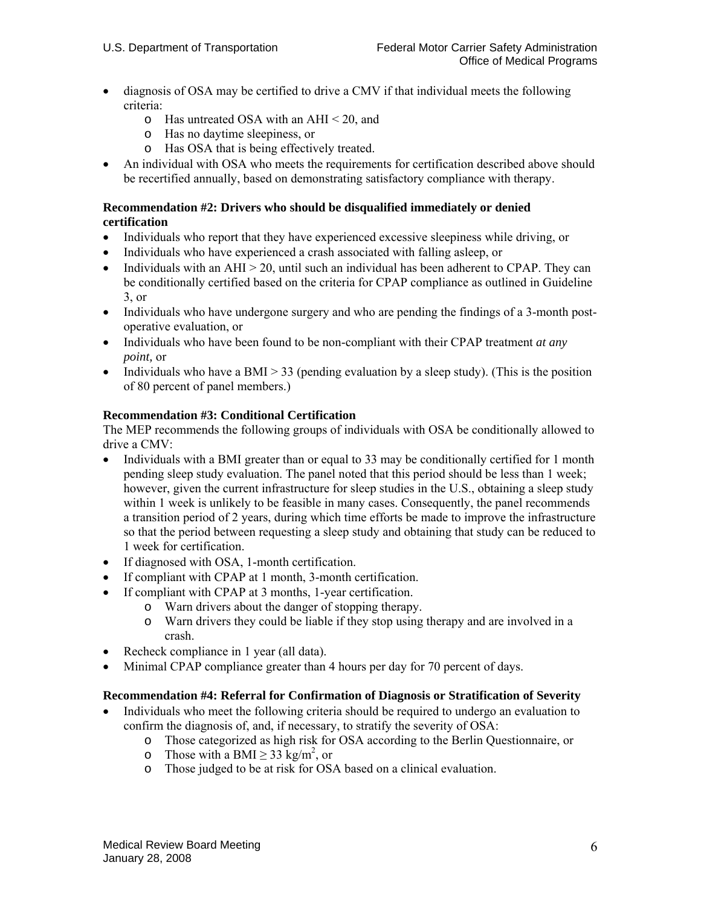- diagnosis of OSA may be certified to drive a CMV if that individual meets the following criteria:
    - Has untreated OSA with an AHI < 20, and
    - Has no daytime sleepiness, or
    - Has OSA that is being effectively treated.
- An individual with OSA who meets the requirements for certification described above should be recertified annually, based on demonstrating satisfactory compliance with therapy.

**Recommendation #2: Drivers who should be disqualified immediately or denied certification**

- Individuals who report that they have experienced excessive sleepiness while driving, or
- Individuals who have experienced a crash associated with falling asleep, or
- Individuals with an AHI > 20, until such an individual has been adherent to CPAP. They can be conditionally certified based on the criteria for CPAP compliance as outlined in Guideline 3, or
- Individuals who have undergone surgery and who are pending the findings of a 3-month post-operative evaluation, or
- Individuals who have been found to be non-compliant with their CPAP treatment *at any point,* or
- Individuals who have a BMI > 33 (pending evaluation by a sleep study). (This is the position of 80 percent of panel members.)

**Recommendation #3: Conditional Certification**

The MEP recommends the following groups of individuals with OSA be conditionally allowed to drive a CMV:

- Individuals with a BMI greater than or equal to 33 may be conditionally certified for 1 month pending sleep study evaluation. The panel noted that this period should be less than 1 week; however, given the current infrastructure for sleep studies in the U.S., obtaining a sleep study within 1 week is unlikely to be feasible in many cases. Consequently, the panel recommends a transition period of 2 years, during which time efforts be made to improve the infrastructure so that the period between requesting a sleep study and obtaining that study can be reduced to 1 week for certification.
- If diagnosed with OSA, 1-month certification.
- If compliant with CPAP at 1 month, 3-month certification.
- If compliant with CPAP at 3 months, 1-year certification.
    - Warn drivers about the danger of stopping therapy.
    - Warn drivers they could be liable if they stop using therapy and are involved in a crash.
- Recheck compliance in 1 year (all data).
- Minimal CPAP compliance greater than 4 hours per day for 70 percent of days.

**Recommendation #4: Referral for Confirmation of Diagnosis or Stratification of Severity**

- Individuals who meet the following criteria should be required to undergo an evaluation to confirm the diagnosis of, and, if necessary, to stratify the severity of OSA:
    - Those categorized as high risk for OSA according to the Berlin Questionnaire, or
    - Those with a BMI $\geq 33$ kg/m$^2$, or
    - Those judged to be at risk for OSA based on a clinical evaluation.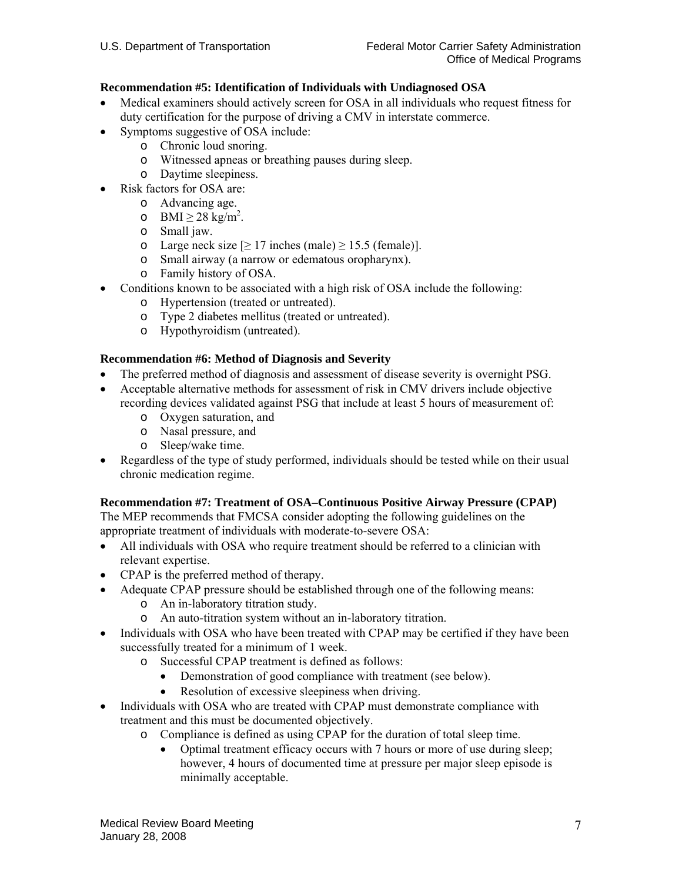**Recommendation #5: Identification of Individuals with Undiagnosed OSA**

- Medical examiners should actively screen for OSA in all individuals who request fitness for duty certification for the purpose of driving a CMV in interstate commerce.
- Symptoms suggestive of OSA include:
  - Chronic loud snoring.
  - Witnessed apneas or breathing pauses during sleep.
  - Daytime sleepiness.
- Risk factors for OSA are:
  - Advancing age.
  - BMI ≥ 28 kg/$m^2$.
  - Small jaw.
  - Large neck size [≥ 17 inches (male) ≥ 15.5 (female)].
  - Small airway (a narrow or edematous oropharynx).
  - Family history of OSA.
- Conditions known to be associated with a high risk of OSA include the following:
  - Hypertension (treated or untreated).
  - Type 2 diabetes mellitus (treated or untreated).
  - Hypothyroidism (untreated).

**Recommendation #6: Method of Diagnosis and Severity**

- The preferred method of diagnosis and assessment of disease severity is overnight PSG.
- Acceptable alternative methods for assessment of risk in CMV drivers include objective recording devices validated against PSG that include at least 5 hours of measurement of:
  - Oxygen saturation, and
  - Nasal pressure, and
  - Sleep/wake time.
- Regardless of the type of study performed, individuals should be tested while on their usual chronic medication regime.

**Recommendation #7: Treatment of OSA–Continuous Positive Airway Pressure (CPAP)**

The MEP recommends that FMCSA consider adopting the following guidelines on the appropriate treatment of individuals with moderate-to-severe OSA:

- All individuals with OSA who require treatment should be referred to a clinician with relevant expertise.
- CPAP is the preferred method of therapy.
- Adequate CPAP pressure should be established through one of the following means:
  - An in-laboratory titration study.
  - An auto-titration system without an in-laboratory titration.
- Individuals with OSA who have been treated with CPAP may be certified if they have been successfully treated for a minimum of 1 week.
  - Successful CPAP treatment is defined as follows:
    - Demonstration of good compliance with treatment (see below).
    - Resolution of excessive sleepiness when driving.
- Individuals with OSA who are treated with CPAP must demonstrate compliance with treatment and this must be documented objectively.
  - Compliance is defined as using CPAP for the duration of total sleep time.
    - Optimal treatment efficacy occurs with 7 hours or more of use during sleep; however, 4 hours of documented time at pressure per major sleep episode is minimally acceptable.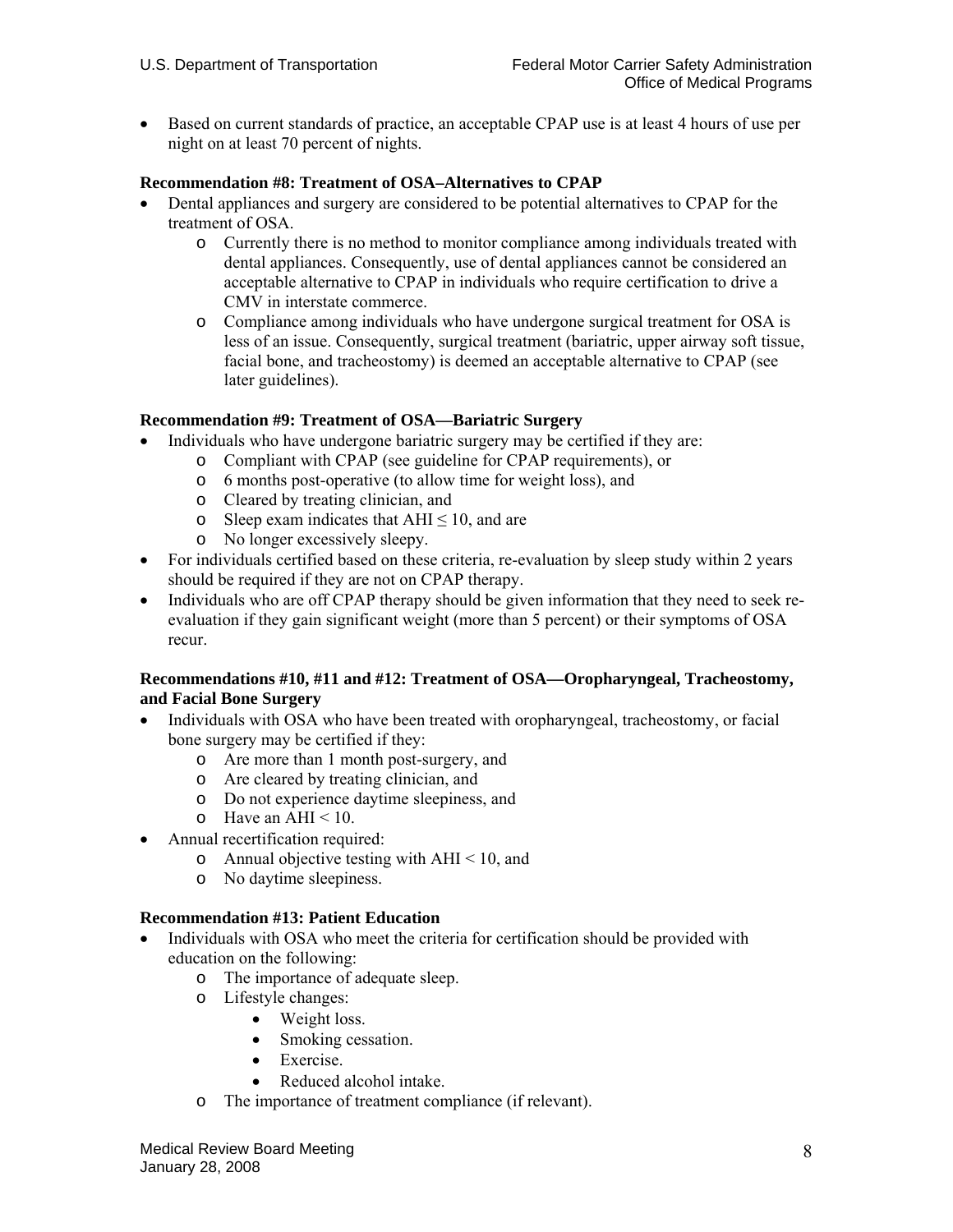- Based on current standards of practice, an acceptable CPAP use is at least 4 hours of use per night on at least 70 percent of nights.

**Recommendation #8: Treatment of OSA–Alternatives to CPAP**

- Dental appliances and surgery are considered to be potential alternatives to CPAP for the treatment of OSA.
  - Currently there is no method to monitor compliance among individuals treated with dental appliances. Consequently, use of dental appliances cannot be considered an acceptable alternative to CPAP in individuals who require certification to drive a CMV in interstate commerce.
  - Compliance among individuals who have undergone surgical treatment for OSA is less of an issue. Consequently, surgical treatment (bariatric, upper airway soft tissue, facial bone, and tracheostomy) is deemed an acceptable alternative to CPAP (see later guidelines).

**Recommendation #9: Treatment of OSA—Bariatric Surgery**

- Individuals who have undergone bariatric surgery may be certified if they are:
  - Compliant with CPAP (see guideline for CPAP requirements), or
  - 6 months post-operative (to allow time for weight loss), and
  - Cleared by treating clinician, and
  - Sleep exam indicates that AHI $\leq 10$, and are
  - No longer excessively sleepy.
- For individuals certified based on these criteria, re-evaluation by sleep study within 2 years should be required if they are not on CPAP therapy.
- Individuals who are off CPAP therapy should be given information that they need to seek re-evaluation if they gain significant weight (more than 5 percent) or their symptoms of OSA recur.

**Recommendations #10, #11 and #12: Treatment of OSA—Oropharyngeal, Tracheostomy, and Facial Bone Surgery**

- Individuals with OSA who have been treated with oropharyngeal, tracheostomy, or facial bone surgery may be certified if they:
  - Are more than 1 month post-surgery, and
  - Are cleared by treating clinician, and
  - Do not experience daytime sleepiness, and
  - Have an AHI $< 10$.
- Annual recertification required:
  - Annual objective testing with AHI $< 10$, and
  - No daytime sleepiness.

**Recommendation #13: Patient Education**

- Individuals with OSA who meet the criteria for certification should be provided with education on the following:
  - The importance of adequate sleep.
  - Lifestyle changes:
    - Weight loss.
    - Smoking cessation.
    - Exercise.
    - Reduced alcohol intake.
  - The importance of treatment compliance (if relevant).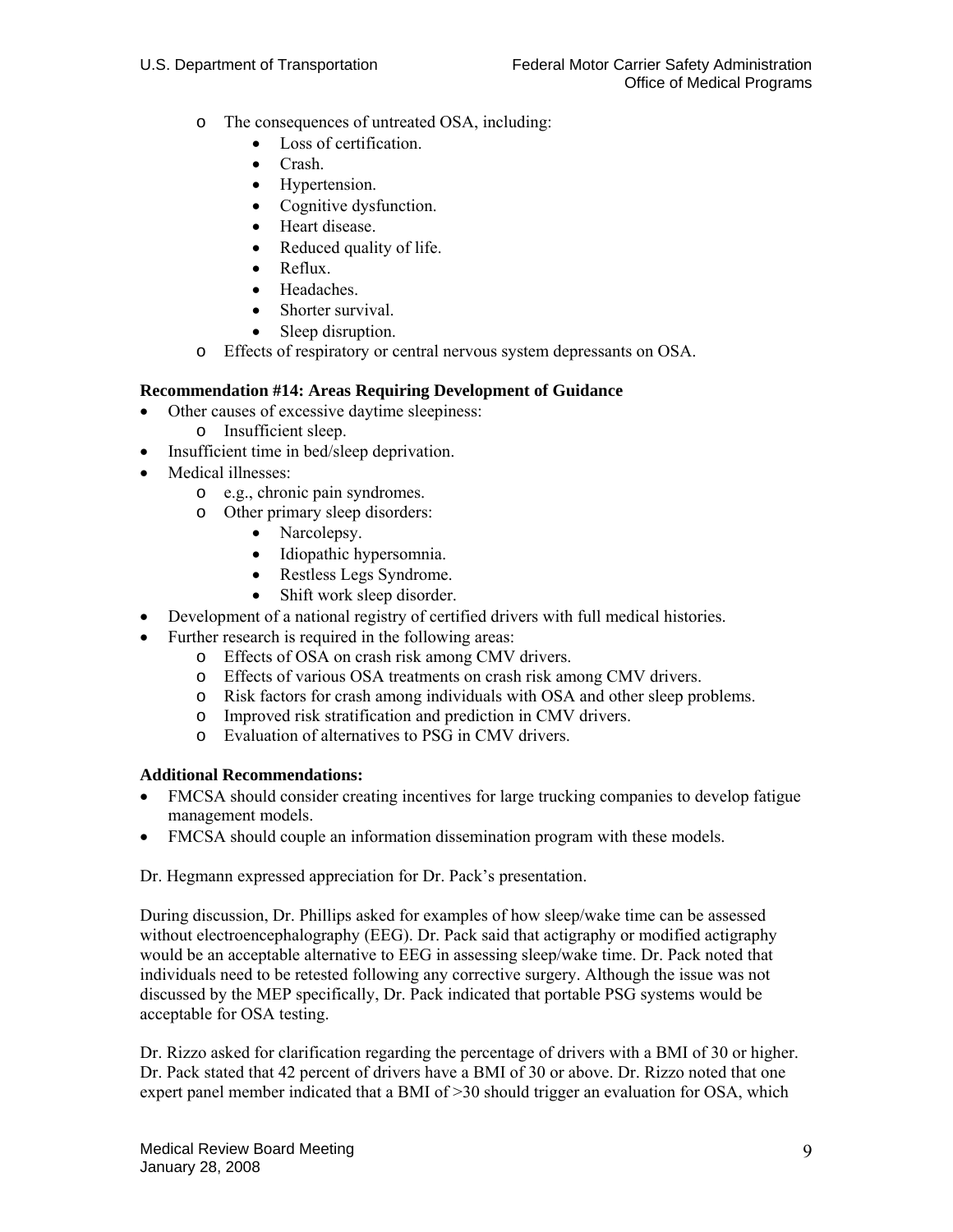- The consequences of untreated OSA, including:
    - Loss of certification.
    - Crash.
    - Hypertension.
    - Cognitive dysfunction.
    - Heart disease.
    - Reduced quality of life.
    - Reflux.
    - Headaches.
    - Shorter survival.
    - Sleep disruption.
- Effects of respiratory or central nervous system depressants on OSA.

**Recommendation #14: Areas Requiring Development of Guidance**

- Other causes of excessive daytime sleepiness:
    - Insufficient sleep.
- Insufficient time in bed/sleep deprivation.
- Medical illnesses:
    - e.g., chronic pain syndromes.
    - Other primary sleep disorders:
        - Narcolepsy.
        - Idiopathic hypersomnia.
        - Restless Legs Syndrome.
        - Shift work sleep disorder.
- Development of a national registry of certified drivers with full medical histories.
- Further research is required in the following areas:
    - Effects of OSA on crash risk among CMV drivers.
    - Effects of various OSA treatments on crash risk among CMV drivers.
    - Risk factors for crash among individuals with OSA and other sleep problems.
    - Improved risk stratification and prediction in CMV drivers.
    - Evaluation of alternatives to PSG in CMV drivers.

**Additional Recommendations:**

- FMCSA should consider creating incentives for large trucking companies to develop fatigue management models.
- FMCSA should couple an information dissemination program with these models.

Dr. Hegmann expressed appreciation for Dr. Pack's presentation.

During discussion, Dr. Phillips asked for examples of how sleep/wake time can be assessed without electroencephalography (EEG). Dr. Pack said that actigraphy or modified actigraphy would be an acceptable alternative to EEG in assessing sleep/wake time. Dr. Pack noted that individuals need to be retested following any corrective surgery. Although the issue was not discussed by the MEP specifically, Dr. Pack indicated that portable PSG systems would be acceptable for OSA testing.

Dr. Rizzo asked for clarification regarding the percentage of drivers with a BMI of 30 or higher. Dr. Pack stated that 42 percent of drivers have a BMI of 30 or above. Dr. Rizzo noted that one expert panel member indicated that a BMI of >30 should trigger an evaluation for OSA, which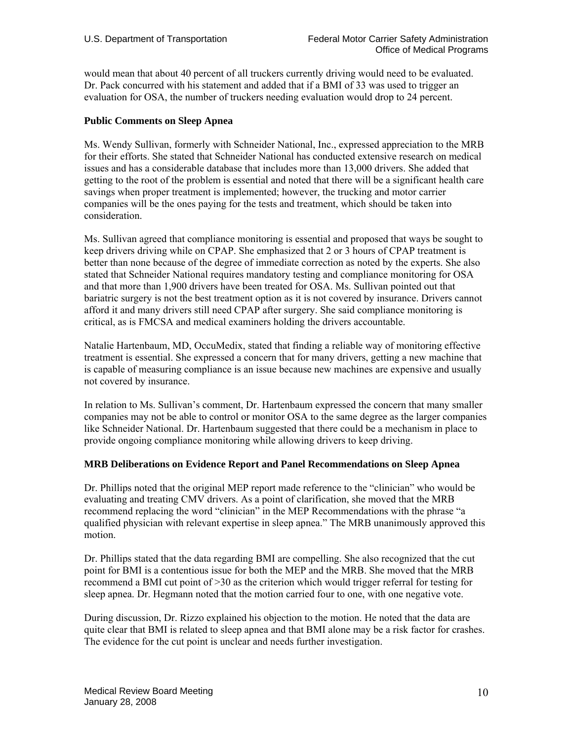would mean that about 40 percent of all truckers currently driving would need to be evaluated. Dr. Pack concurred with his statement and added that if a BMI of 33 was used to trigger an evaluation for OSA, the number of truckers needing evaluation would drop to 24 percent.

**Public Comments on Sleep Apnea**

Ms. Wendy Sullivan, formerly with Schneider National, Inc., expressed appreciation to the MRB for their efforts. She stated that Schneider National has conducted extensive research on medical issues and has a considerable database that includes more than 13,000 drivers. She added that getting to the root of the problem is essential and noted that there will be a significant health care savings when proper treatment is implemented; however, the trucking and motor carrier companies will be the ones paying for the tests and treatment, which should be taken into consideration.

Ms. Sullivan agreed that compliance monitoring is essential and proposed that ways be sought to keep drivers driving while on CPAP. She emphasized that 2 or 3 hours of CPAP treatment is better than none because of the degree of immediate correction as noted by the experts. She also stated that Schneider National requires mandatory testing and compliance monitoring for OSA and that more than 1,900 drivers have been treated for OSA. Ms. Sullivan pointed out that bariatric surgery is not the best treatment option as it is not covered by insurance. Drivers cannot afford it and many drivers still need CPAP after surgery. She said compliance monitoring is critical, as is FMCSA and medical examiners holding the drivers accountable.

Natalie Hartenbaum, MD, OccuMedix, stated that finding a reliable way of monitoring effective treatment is essential. She expressed a concern that for many drivers, getting a new machine that is capable of measuring compliance is an issue because new machines are expensive and usually not covered by insurance.

In relation to Ms. Sullivan's comment, Dr. Hartenbaum expressed the concern that many smaller companies may not be able to control or monitor OSA to the same degree as the larger companies like Schneider National. Dr. Hartenbaum suggested that there could be a mechanism in place to provide ongoing compliance monitoring while allowing drivers to keep driving.

**MRB Deliberations on Evidence Report and Panel Recommendations on Sleep Apnea**

Dr. Phillips noted that the original MEP report made reference to the "clinician" who would be evaluating and treating CMV drivers. As a point of clarification, she moved that the MRB recommend replacing the word "clinician" in the MEP Recommendations with the phrase "a qualified physician with relevant expertise in sleep apnea." The MRB unanimously approved this motion.

Dr. Phillips stated that the data regarding BMI are compelling. She also recognized that the cut point for BMI is a contentious issue for both the MEP and the MRB. She moved that the MRB recommend a BMI cut point of >30 as the criterion which would trigger referral for testing for sleep apnea. Dr. Hegmann noted that the motion carried four to one, with one negative vote.

During discussion, Dr. Rizzo explained his objection to the motion. He noted that the data are quite clear that BMI is related to sleep apnea and that BMI alone may be a risk factor for crashes. The evidence for the cut point is unclear and needs further investigation.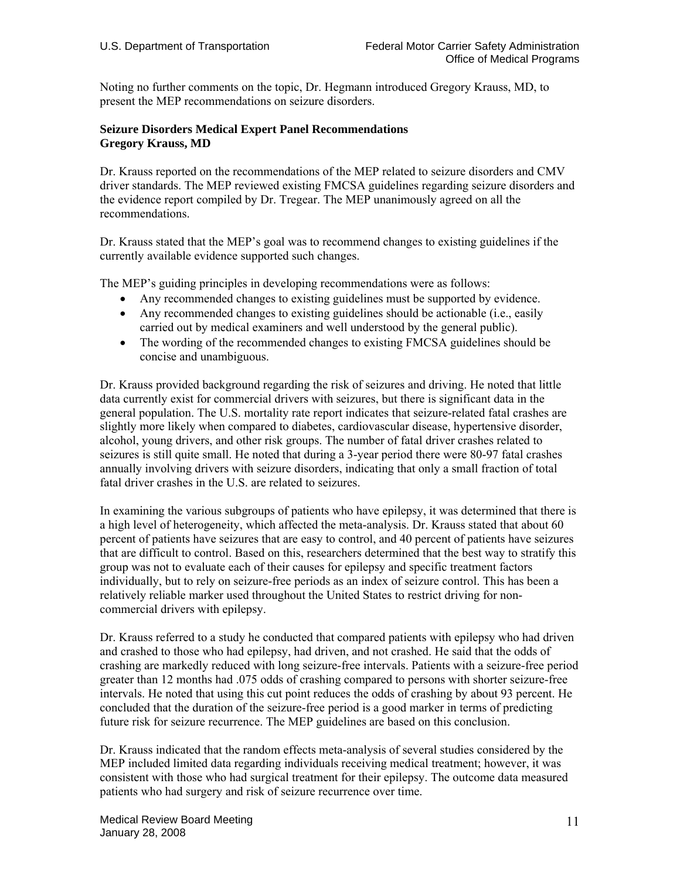Noting no further comments on the topic, Dr. Hegmann introduced Gregory Krauss, MD, to present the MEP recommendations on seizure disorders.

**Seizure Disorders Medical Expert Panel Recommendations**
**Gregory Krauss, MD**

Dr. Krauss reported on the recommendations of the MEP related to seizure disorders and CMV driver standards. The MEP reviewed existing FMCSA guidelines regarding seizure disorders and the evidence report compiled by Dr. Tregear. The MEP unanimously agreed on all the recommendations.

Dr. Krauss stated that the MEP's goal was to recommend changes to existing guidelines if the currently available evidence supported such changes.

The MEP's guiding principles in developing recommendations were as follows:

- Any recommended changes to existing guidelines must be supported by evidence.
- Any recommended changes to existing guidelines should be actionable (i.e., easily carried out by medical examiners and well understood by the general public).
- The wording of the recommended changes to existing FMCSA guidelines should be concise and unambiguous.

Dr. Krauss provided background regarding the risk of seizures and driving. He noted that little data currently exist for commercial drivers with seizures, but there is significant data in the general population. The U.S. mortality rate report indicates that seizure-related fatal crashes are slightly more likely when compared to diabetes, cardiovascular disease, hypertensive disorder, alcohol, young drivers, and other risk groups. The number of fatal driver crashes related to seizures is still quite small. He noted that during a 3-year period there were 80-97 fatal crashes annually involving drivers with seizure disorders, indicating that only a small fraction of total fatal driver crashes in the U.S. are related to seizures.

In examining the various subgroups of patients who have epilepsy, it was determined that there is a high level of heterogeneity, which affected the meta-analysis. Dr. Krauss stated that about 60 percent of patients have seizures that are easy to control, and 40 percent of patients have seizures that are difficult to control. Based on this, researchers determined that the best way to stratify this group was not to evaluate each of their causes for epilepsy and specific treatment factors individually, but to rely on seizure-free periods as an index of seizure control. This has been a relatively reliable marker used throughout the United States to restrict driving for non-commercial drivers with epilepsy.

Dr. Krauss referred to a study he conducted that compared patients with epilepsy who had driven and crashed to those who had epilepsy, had driven, and not crashed. He said that the odds of crashing are markedly reduced with long seizure-free intervals. Patients with a seizure-free period greater than 12 months had .075 odds of crashing compared to persons with shorter seizure-free intervals. He noted that using this cut point reduces the odds of crashing by about 93 percent. He concluded that the duration of the seizure-free period is a good marker in terms of predicting future risk for seizure recurrence. The MEP guidelines are based on this conclusion.

Dr. Krauss indicated that the random effects meta-analysis of several studies considered by the MEP included limited data regarding individuals receiving medical treatment; however, it was consistent with those who had surgical treatment for their epilepsy. The outcome data measured patients who had surgery and risk of seizure recurrence over time.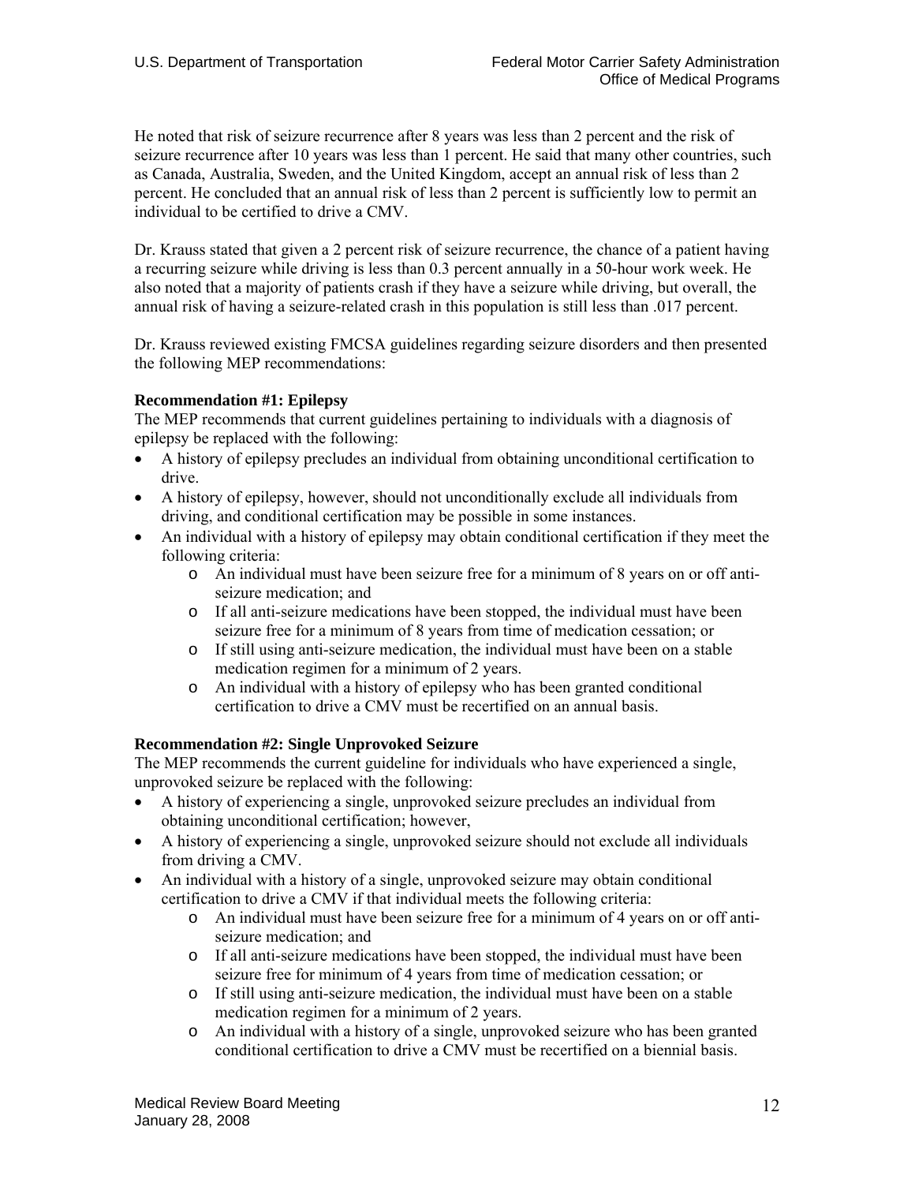He noted that risk of seizure recurrence after 8 years was less than 2 percent and the risk of seizure recurrence after 10 years was less than 1 percent. He said that many other countries, such as Canada, Australia, Sweden, and the United Kingdom, accept an annual risk of less than 2 percent. He concluded that an annual risk of less than 2 percent is sufficiently low to permit an individual to be certified to drive a CMV.

Dr. Krauss stated that given a 2 percent risk of seizure recurrence, the chance of a patient having a recurring seizure while driving is less than 0.3 percent annually in a 50-hour work week. He also noted that a majority of patients crash if they have a seizure while driving, but overall, the annual risk of having a seizure-related crash in this population is still less than .017 percent.

Dr. Krauss reviewed existing FMCSA guidelines regarding seizure disorders and then presented the following MEP recommendations:

**Recommendation #1: Epilepsy**

The MEP recommends that current guidelines pertaining to individuals with a diagnosis of epilepsy be replaced with the following:

- A history of epilepsy precludes an individual from obtaining unconditional certification to drive.
- A history of epilepsy, however, should not unconditionally exclude all individuals from driving, and conditional certification may be possible in some instances.
- An individual with a history of epilepsy may obtain conditional certification if they meet the following criteria:
  - An individual must have been seizure free for a minimum of 8 years on or off anti-seizure medication; and
  - If all anti-seizure medications have been stopped, the individual must have been seizure free for a minimum of 8 years from time of medication cessation; or
  - If still using anti-seizure medication, the individual must have been on a stable medication regimen for a minimum of 2 years.
  - An individual with a history of epilepsy who has been granted conditional certification to drive a CMV must be recertified on an annual basis.

**Recommendation #2: Single Unprovoked Seizure**

The MEP recommends the current guideline for individuals who have experienced a single, unprovoked seizure be replaced with the following:

- A history of experiencing a single, unprovoked seizure precludes an individual from obtaining unconditional certification; however,
- A history of experiencing a single, unprovoked seizure should not exclude all individuals from driving a CMV.
- An individual with a history of a single, unprovoked seizure may obtain conditional certification to drive a CMV if that individual meets the following criteria:
  - An individual must have been seizure free for a minimum of 4 years on or off anti-seizure medication; and
  - If all anti-seizure medications have been stopped, the individual must have been seizure free for minimum of 4 years from time of medication cessation; or
  - If still using anti-seizure medication, the individual must have been on a stable medication regimen for a minimum of 2 years.
  - An individual with a history of a single, unprovoked seizure who has been granted conditional certification to drive a CMV must be recertified on a biennial basis.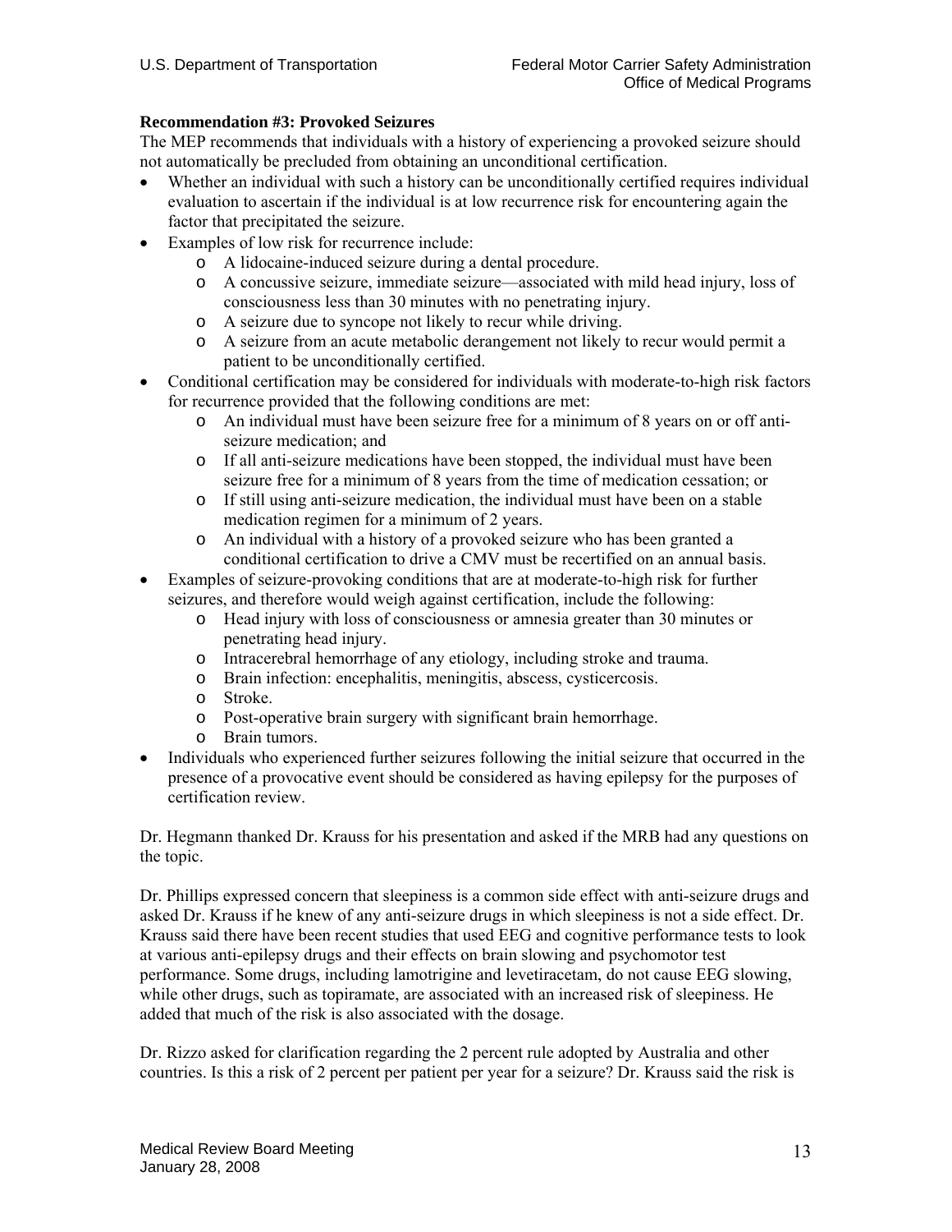**Recommendation #3: Provoked Seizures**

The MEP recommends that individuals with a history of experiencing a provoked seizure should not automatically be precluded from obtaining an unconditional certification.

- Whether an individual with such a history can be unconditionally certified requires individual evaluation to ascertain if the individual is at low recurrence risk for encountering again the factor that precipitated the seizure.
- Examples of low risk for recurrence include:
    - A lidocaine-induced seizure during a dental procedure.
    - A concussive seizure, immediate seizure—associated with mild head injury, loss of consciousness less than 30 minutes with no penetrating injury.
    - A seizure due to syncope not likely to recur while driving.
    - A seizure from an acute metabolic derangement not likely to recur would permit a patient to be unconditionally certified.
- Conditional certification may be considered for individuals with moderate-to-high risk factors for recurrence provided that the following conditions are met:
    - An individual must have been seizure free for a minimum of 8 years on or off anti-seizure medication; and
    - If all anti-seizure medications have been stopped, the individual must have been seizure free for a minimum of 8 years from the time of medication cessation; or
    - If still using anti-seizure medication, the individual must have been on a stable medication regimen for a minimum of 2 years.
    - An individual with a history of a provoked seizure who has been granted a conditional certification to drive a CMV must be recertified on an annual basis.
- Examples of seizure-provoking conditions that are at moderate-to-high risk for further seizures, and therefore would weigh against certification, include the following:
    - Head injury with loss of consciousness or amnesia greater than 30 minutes or penetrating head injury.
    - Intracerebral hemorrhage of any etiology, including stroke and trauma.
    - Brain infection: encephalitis, meningitis, abscess, cysticercosis.
    - Stroke.
    - Post-operative brain surgery with significant brain hemorrhage.
    - Brain tumors.
- Individuals who experienced further seizures following the initial seizure that occurred in the presence of a provocative event should be considered as having epilepsy for the purposes of certification review.

Dr. Hegmann thanked Dr. Krauss for his presentation and asked if the MRB had any questions on the topic.

Dr. Phillips expressed concern that sleepiness is a common side effect with anti-seizure drugs and asked Dr. Krauss if he knew of any anti-seizure drugs in which sleepiness is not a side effect. Dr. Krauss said there have been recent studies that used EEG and cognitive performance tests to look at various anti-epilepsy drugs and their effects on brain slowing and psychomotor test performance. Some drugs, including lamotrigine and levetiracetam, do not cause EEG slowing, while other drugs, such as topiramate, are associated with an increased risk of sleepiness. He added that much of the risk is also associated with the dosage.

Dr. Rizzo asked for clarification regarding the 2 percent rule adopted by Australia and other countries. Is this a risk of 2 percent per patient per year for a seizure? Dr. Krauss said the risk is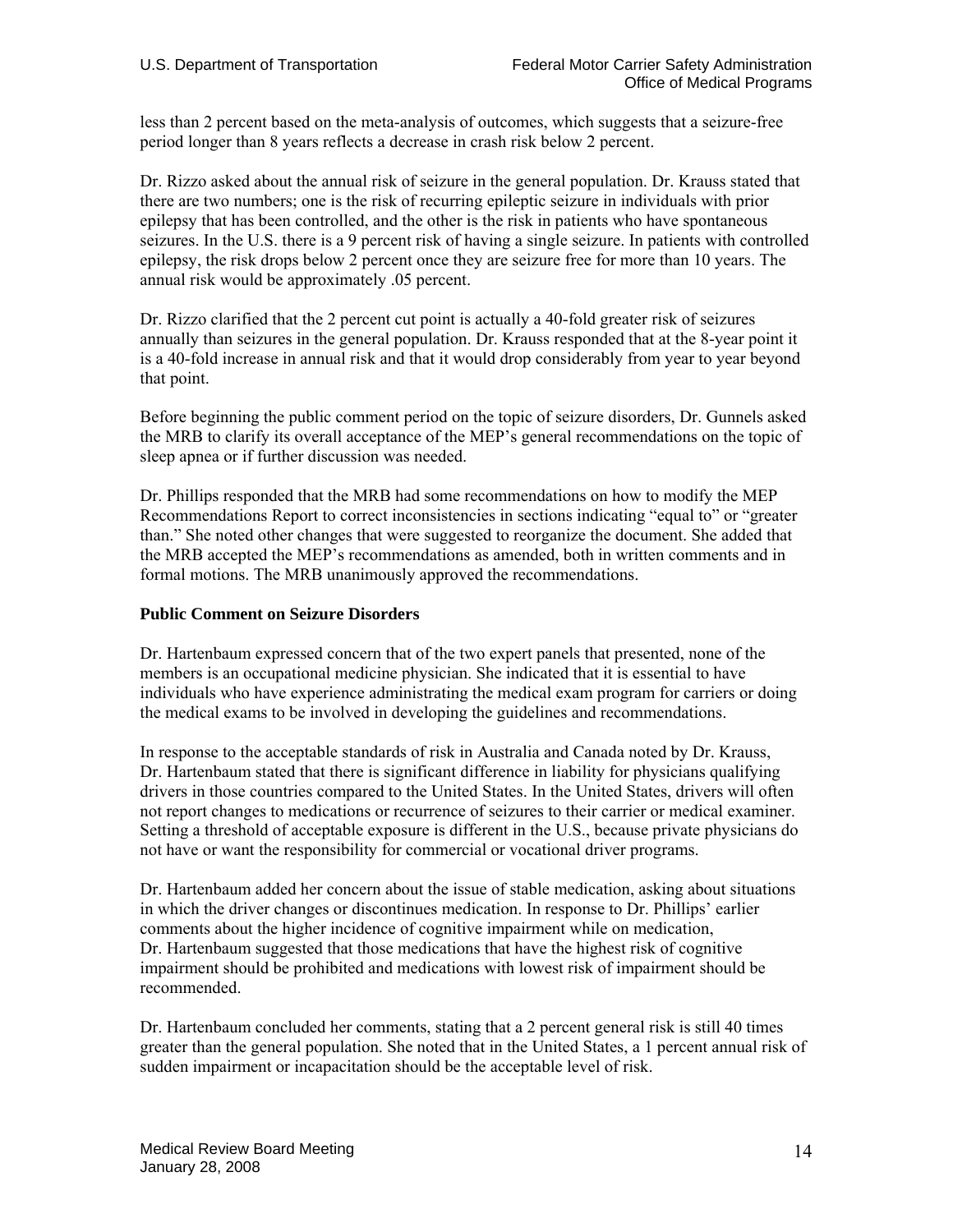less than 2 percent based on the meta-analysis of outcomes, which suggests that a seizure-free period longer than 8 years reflects a decrease in crash risk below 2 percent.

Dr. Rizzo asked about the annual risk of seizure in the general population. Dr. Krauss stated that there are two numbers; one is the risk of recurring epileptic seizure in individuals with prior epilepsy that has been controlled, and the other is the risk in patients who have spontaneous seizures. In the U.S. there is a 9 percent risk of having a single seizure. In patients with controlled epilepsy, the risk drops below 2 percent once they are seizure free for more than 10 years. The annual risk would be approximately .05 percent.

Dr. Rizzo clarified that the 2 percent cut point is actually a 40-fold greater risk of seizures annually than seizures in the general population. Dr. Krauss responded that at the 8-year point it is a 40-fold increase in annual risk and that it would drop considerably from year to year beyond that point.

Before beginning the public comment period on the topic of seizure disorders, Dr. Gunnels asked the MRB to clarify its overall acceptance of the MEP's general recommendations on the topic of sleep apnea or if further discussion was needed.

Dr. Phillips responded that the MRB had some recommendations on how to modify the MEP Recommendations Report to correct inconsistencies in sections indicating "equal to" or "greater than." She noted other changes that were suggested to reorganize the document. She added that the MRB accepted the MEP's recommendations as amended, both in written comments and in formal motions. The MRB unanimously approved the recommendations.

**Public Comment on Seizure Disorders**

Dr. Hartenbaum expressed concern that of the two expert panels that presented, none of the members is an occupational medicine physician. She indicated that it is essential to have individuals who have experience administrating the medical exam program for carriers or doing the medical exams to be involved in developing the guidelines and recommendations.

In response to the acceptable standards of risk in Australia and Canada noted by Dr. Krauss, Dr. Hartenbaum stated that there is significant difference in liability for physicians qualifying drivers in those countries compared to the United States. In the United States, drivers will often not report changes to medications or recurrence of seizures to their carrier or medical examiner. Setting a threshold of acceptable exposure is different in the U.S., because private physicians do not have or want the responsibility for commercial or vocational driver programs.

Dr. Hartenbaum added her concern about the issue of stable medication, asking about situations in which the driver changes or discontinues medication. In response to Dr. Phillips' earlier comments about the higher incidence of cognitive impairment while on medication, Dr. Hartenbaum suggested that those medications that have the highest risk of cognitive impairment should be prohibited and medications with lowest risk of impairment should be recommended.

Dr. Hartenbaum concluded her comments, stating that a 2 percent general risk is still 40 times greater than the general population. She noted that in the United States, a 1 percent annual risk of sudden impairment or incapacitation should be the acceptable level of risk.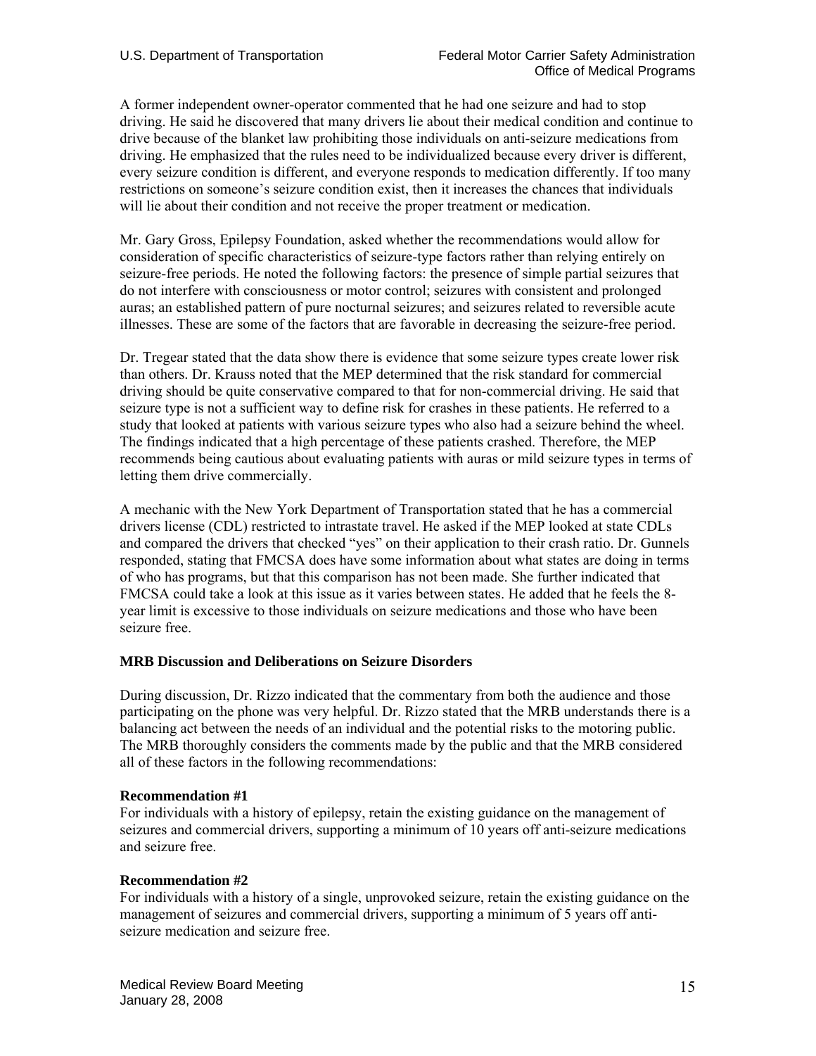A former independent owner-operator commented that he had one seizure and had to stop driving. He said he discovered that many drivers lie about their medical condition and continue to drive because of the blanket law prohibiting those individuals on anti-seizure medications from driving. He emphasized that the rules need to be individualized because every driver is different, every seizure condition is different, and everyone responds to medication differently. If too many restrictions on someone's seizure condition exist, then it increases the chances that individuals will lie about their condition and not receive the proper treatment or medication.

Mr. Gary Gross, Epilepsy Foundation, asked whether the recommendations would allow for consideration of specific characteristics of seizure-type factors rather than relying entirely on seizure-free periods. He noted the following factors: the presence of simple partial seizures that do not interfere with consciousness or motor control; seizures with consistent and prolonged auras; an established pattern of pure nocturnal seizures; and seizures related to reversible acute illnesses. These are some of the factors that are favorable in decreasing the seizure-free period.

Dr. Tregear stated that the data show there is evidence that some seizure types create lower risk than others. Dr. Krauss noted that the MEP determined that the risk standard for commercial driving should be quite conservative compared to that for non-commercial driving. He said that seizure type is not a sufficient way to define risk for crashes in these patients. He referred to a study that looked at patients with various seizure types who also had a seizure behind the wheel. The findings indicated that a high percentage of these patients crashed. Therefore, the MEP recommends being cautious about evaluating patients with auras or mild seizure types in terms of letting them drive commercially.

A mechanic with the New York Department of Transportation stated that he has a commercial drivers license (CDL) restricted to intrastate travel. He asked if the MEP looked at state CDLs and compared the drivers that checked "yes" on their application to their crash ratio. Dr. Gunnels responded, stating that FMCSA does have some information about what states are doing in terms of who has programs, but that this comparison has not been made. She further indicated that FMCSA could take a look at this issue as it varies between states. He added that he feels the 8-year limit is excessive to those individuals on seizure medications and those who have been seizure free.

**MRB Discussion and Deliberations on Seizure Disorders**

During discussion, Dr. Rizzo indicated that the commentary from both the audience and those participating on the phone was very helpful. Dr. Rizzo stated that the MRB understands there is a balancing act between the needs of an individual and the potential risks to the motoring public. The MRB thoroughly considers the comments made by the public and that the MRB considered all of these factors in the following recommendations:

**Recommendation #1**
For individuals with a history of epilepsy, retain the existing guidance on the management of seizures and commercial drivers, supporting a minimum of 10 years off anti-seizure medications and seizure free.

**Recommendation #2**
For individuals with a history of a single, unprovoked seizure, retain the existing guidance on the management of seizures and commercial drivers, supporting a minimum of 5 years off anti-seizure medication and seizure free.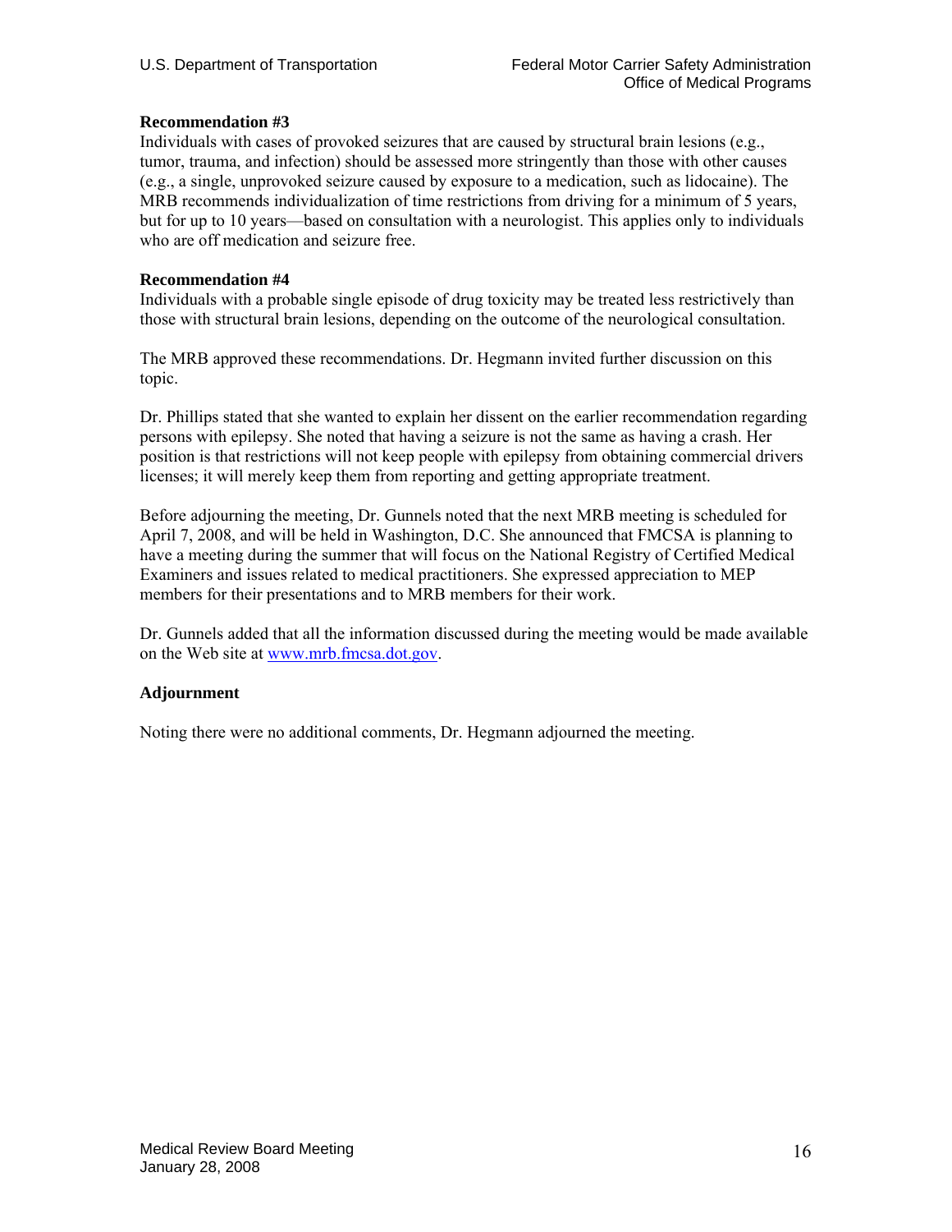**Recommendation #3**
Individuals with cases of provoked seizures that are caused by structural brain lesions (e.g., tumor, trauma, and infection) should be assessed more stringently than those with other causes (e.g., a single, unprovoked seizure caused by exposure to a medication, such as lidocaine). The MRB recommends individualization of time restrictions from driving for a minimum of 5 years, but for up to 10 years—based on consultation with a neurologist. This applies only to individuals who are off medication and seizure free.

**Recommendation #4**
Individuals with a probable single episode of drug toxicity may be treated less restrictively than those with structural brain lesions, depending on the outcome of the neurological consultation.

The MRB approved these recommendations. Dr. Hegmann invited further discussion on this topic.

Dr. Phillips stated that she wanted to explain her dissent on the earlier recommendation regarding persons with epilepsy. She noted that having a seizure is not the same as having a crash. Her position is that restrictions will not keep people with epilepsy from obtaining commercial drivers licenses; it will merely keep them from reporting and getting appropriate treatment.

Before adjourning the meeting, Dr. Gunnels noted that the next MRB meeting is scheduled for April 7, 2008, and will be held in Washington, D.C. She announced that FMCSA is planning to have a meeting during the summer that will focus on the National Registry of Certified Medical Examiners and issues related to medical practitioners. She expressed appreciation to MEP members for their presentations and to MRB members for their work.

Dr. Gunnels added that all the information discussed during the meeting would be made available on the Web site at www.mrb.fmcsa.dot.gov.

**Adjournment**

Noting there were no additional comments, Dr. Hegmann adjourned the meeting.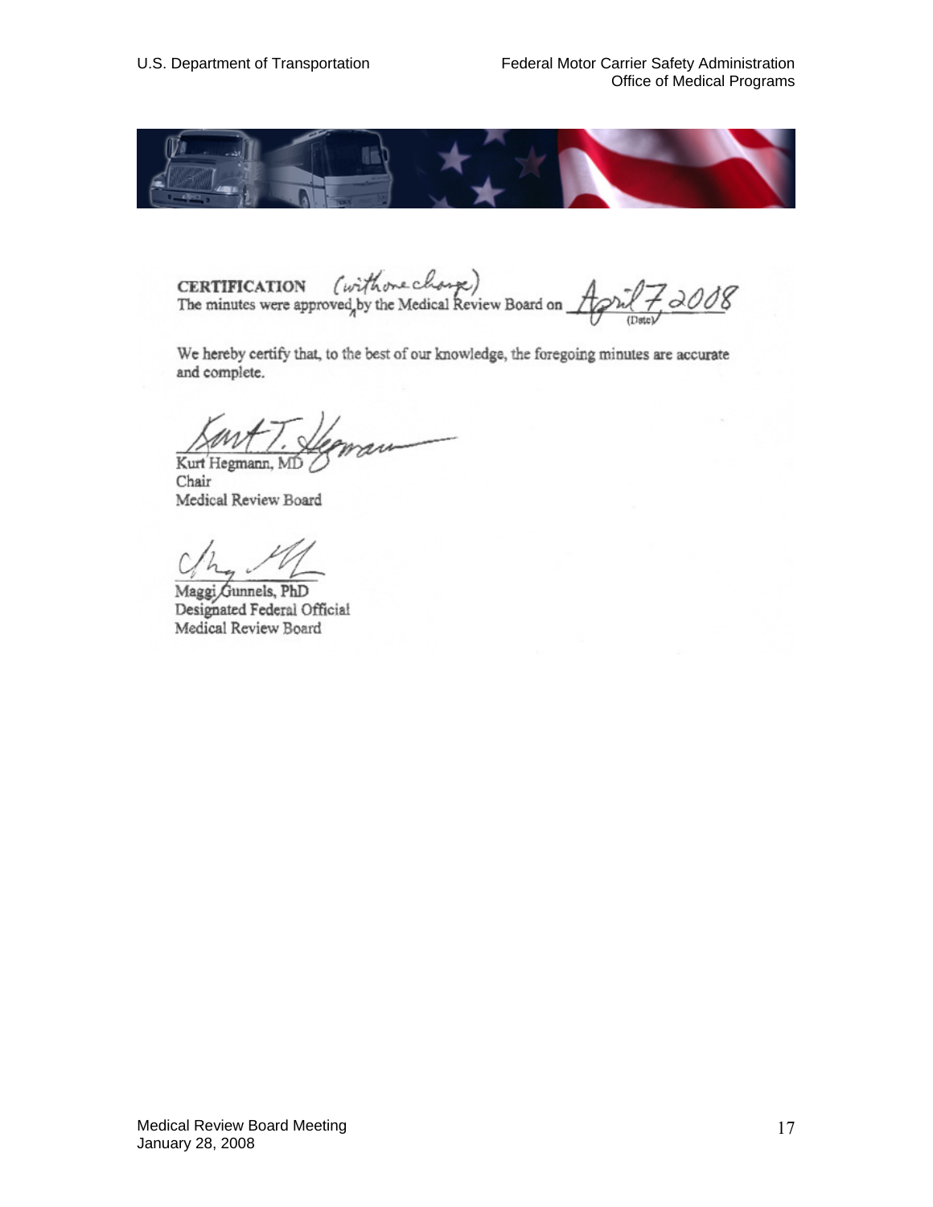**CERTIFICATION** (with one change)

The minutes were approved by the Medical Review Board on April 7, 2008
(Date)

We hereby certify that, to the best of our knowledge, the foregoing minutes are accurate and complete.

Kurt T. Hegmann

Kurt Hegmann, MD
Chair
Medical Review Board

Maggi Gunnels, PhD
Designated Federal Official
Medical Review Board